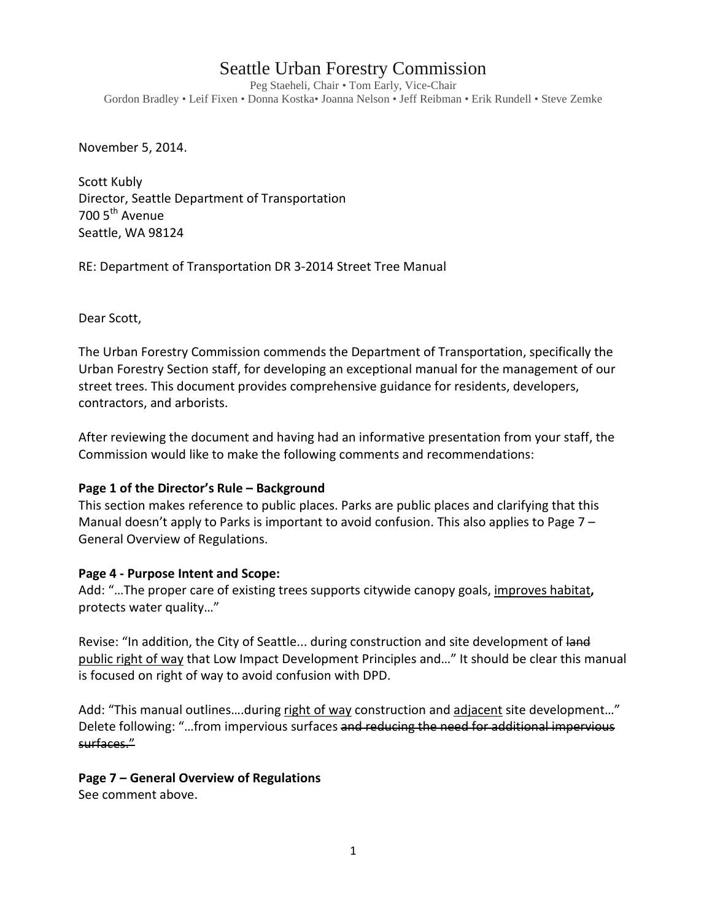# Seattle Urban Forestry Commission

Peg Staeheli, Chair • Tom Early, Vice-Chair
Gordon Bradley • Leif Fixen • Donna Kostka• Joanna Nelson • Jeff Reibman • Erik Rundell • Steve Zemke

November 5, 2014.

Scott Kubly
Director, Seattle Department of Transportation
700 5th Avenue
Seattle, WA 98124

RE: Department of Transportation DR 3-2014 Street Tree Manual

Dear Scott,

The Urban Forestry Commission commends the Department of Transportation, specifically the Urban Forestry Section staff, for developing an exceptional manual for the management of our street trees. This document provides comprehensive guidance for residents, developers, contractors, and arborists.

After reviewing the document and having had an informative presentation from your staff, the Commission would like to make the following comments and recommendations:

**Page 1 of the Director's Rule – Background**
This section makes reference to public places. Parks are public places and clarifying that this Manual doesn't apply to Parks is important to avoid confusion. This also applies to Page 7 – General Overview of Regulations.

**Page 4 - Purpose Intent and Scope:**
Add: "…The proper care of existing trees supports citywide canopy goals, <u>improves habitat</u>**,** protects water quality…"

Revise: "In addition, the City of Seattle... during construction and site development of ~~land~~ <u>public right of way</u> that Low Impact Development Principles and…" It should be clear this manual is focused on right of way to avoid confusion with DPD.

Add: "This manual outlines….during <u>right of way</u> construction and <u>adjacent</u> site development…"
Delete following: "…from impervious surfaces ~~and reducing the need for additional impervious surfaces."~~

**Page 7 – General Overview of Regulations**
See comment above.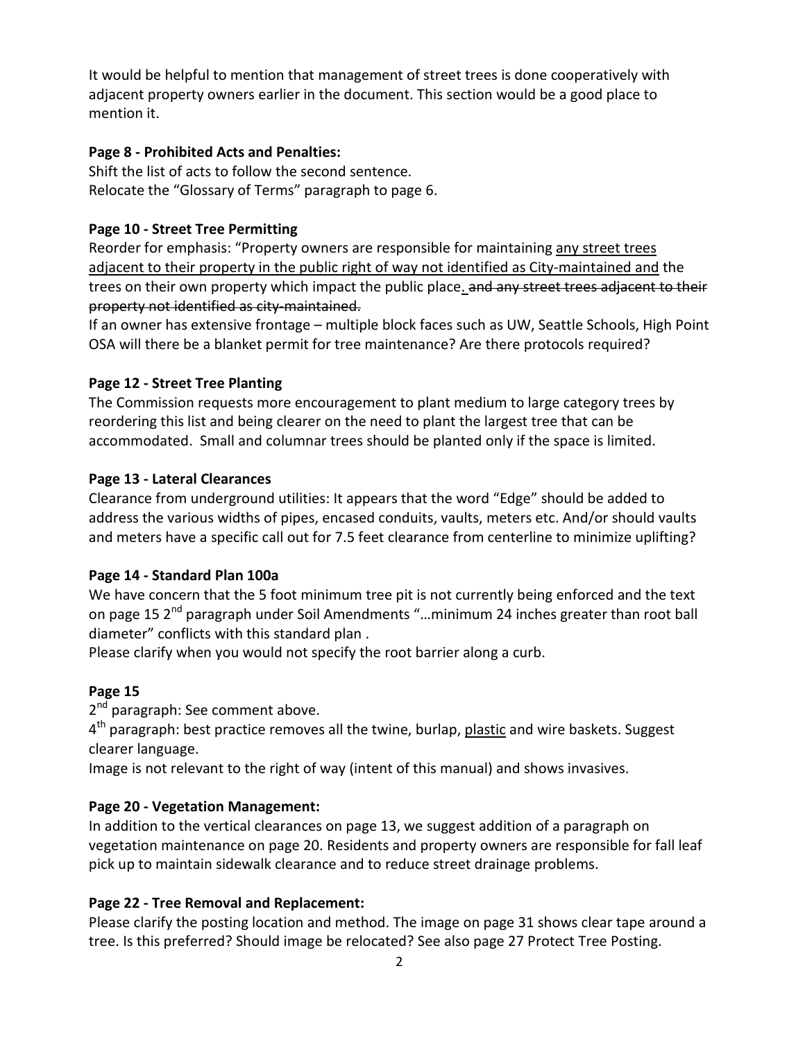It would be helpful to mention that management of street trees is done cooperatively with adjacent property owners earlier in the document. This section would be a good place to mention it.

**Page 8 - Prohibited Acts and Penalties:**
Shift the list of acts to follow the second sentence.
Relocate the "Glossary of Terms" paragraph to page 6.

**Page 10 - Street Tree Permitting**
Reorder for emphasis: "Property owners are responsible for maintaining <u>any street trees adjacent to their property in the public right of way not identified as City-maintained and</u> the trees on their own property which impact the public place<u>.</u> ~~and any street trees adjacent to their property not identified as city-maintained.~~
If an owner has extensive frontage – multiple block faces such as UW, Seattle Schools, High Point OSA will there be a blanket permit for tree maintenance? Are there protocols required?

**Page 12 - Street Tree Planting**
The Commission requests more encouragement to plant medium to large category trees by reordering this list and being clearer on the need to plant the largest tree that can be accommodated. Small and columnar trees should be planted only if the space is limited.

**Page 13 - Lateral Clearances**
Clearance from underground utilities: It appears that the word "Edge" should be added to address the various widths of pipes, encased conduits, vaults, meters etc. And/or should vaults and meters have a specific call out for 7.5 feet clearance from centerline to minimize uplifting?

**Page 14 - Standard Plan 100a**
We have concern that the 5 foot minimum tree pit is not currently being enforced and the text on page 15 2nd paragraph under Soil Amendments "…minimum 24 inches greater than root ball diameter" conflicts with this standard plan .
Please clarify when you would not specify the root barrier along a curb.

**Page 15**
2nd paragraph: See comment above.
4th paragraph: best practice removes all the twine, burlap, <u>plastic</u> and wire baskets. Suggest clearer language.
Image is not relevant to the right of way (intent of this manual) and shows invasives.

**Page 20 - Vegetation Management:**
In addition to the vertical clearances on page 13, we suggest addition of a paragraph on vegetation maintenance on page 20. Residents and property owners are responsible for fall leaf pick up to maintain sidewalk clearance and to reduce street drainage problems.

**Page 22 - Tree Removal and Replacement:**
Please clarify the posting location and method. The image on page 31 shows clear tape around a tree. Is this preferred? Should image be relocated? See also page 27 Protect Tree Posting.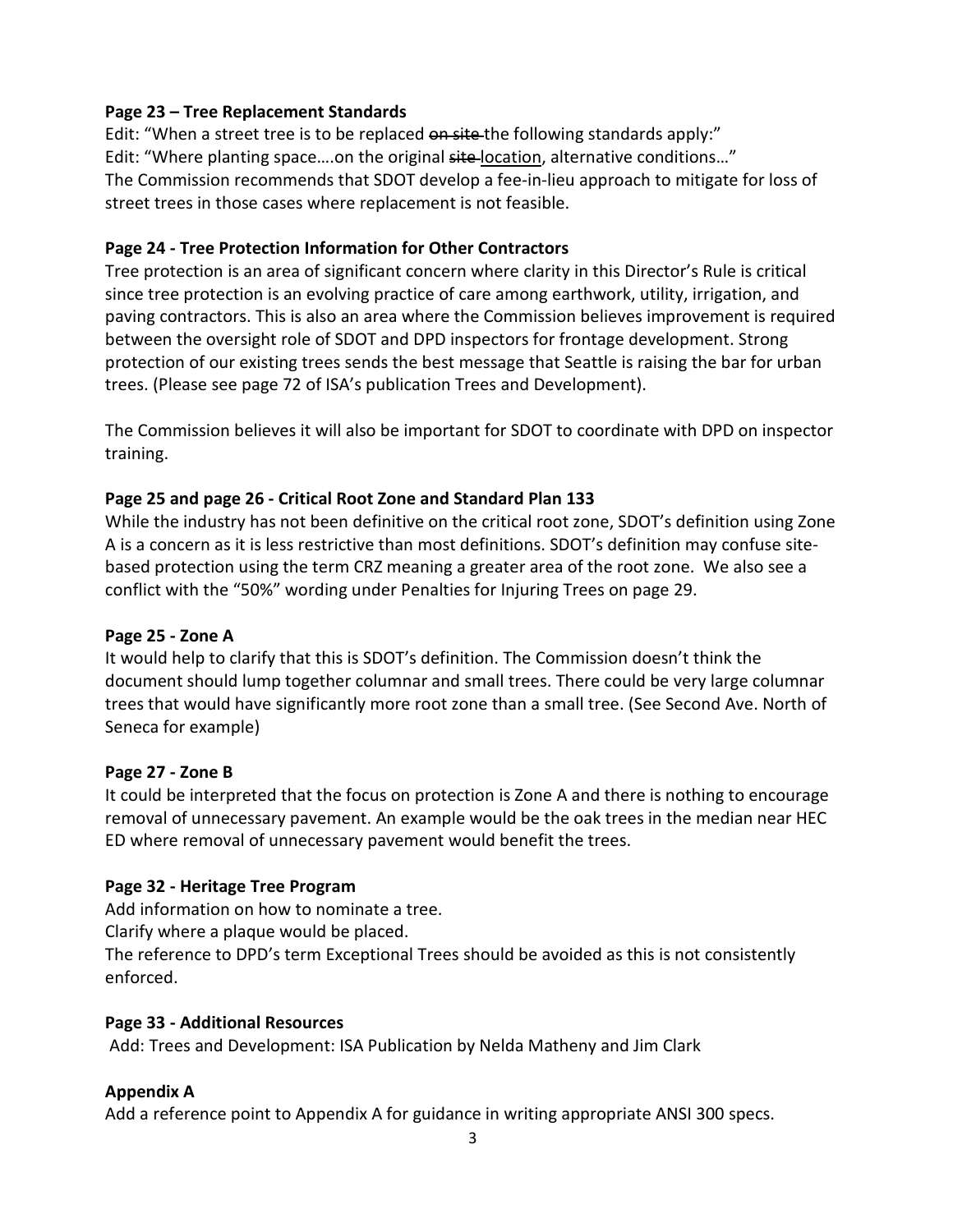**Page 23 – Tree Replacement Standards**

Edit: "When a street tree is to be replaced ~~on site~~ the following standards apply:"
Edit: "Where planting space….on the original ~~site~~ location, alternative conditions…"
The Commission recommends that SDOT develop a fee-in-lieu approach to mitigate for loss of street trees in those cases where replacement is not feasible.

**Page 24 - Tree Protection Information for Other Contractors**

Tree protection is an area of significant concern where clarity in this Director's Rule is critical since tree protection is an evolving practice of care among earthwork, utility, irrigation, and paving contractors. This is also an area where the Commission believes improvement is required between the oversight role of SDOT and DPD inspectors for frontage development. Strong protection of our existing trees sends the best message that Seattle is raising the bar for urban trees. (Please see page 72 of ISA's publication Trees and Development).

The Commission believes it will also be important for SDOT to coordinate with DPD on inspector training.

**Page 25 and page 26 - Critical Root Zone and Standard Plan 133**

While the industry has not been definitive on the critical root zone, SDOT's definition using Zone A is a concern as it is less restrictive than most definitions. SDOT's definition may confuse site-based protection using the term CRZ meaning a greater area of the root zone. We also see a conflict with the "50%" wording under Penalties for Injuring Trees on page 29.

**Page 25 - Zone A**

It would help to clarify that this is SDOT's definition. The Commission doesn't think the document should lump together columnar and small trees. There could be very large columnar trees that would have significantly more root zone than a small tree. (See Second Ave. North of Seneca for example)

**Page 27 - Zone B**

It could be interpreted that the focus on protection is Zone A and there is nothing to encourage removal of unnecessary pavement. An example would be the oak trees in the median near HEC ED where removal of unnecessary pavement would benefit the trees.

**Page 32 - Heritage Tree Program**

Add information on how to nominate a tree.
Clarify where a plaque would be placed.
The reference to DPD's term Exceptional Trees should be avoided as this is not consistently enforced.

**Page 33 - Additional Resources**

Add: Trees and Development: ISA Publication by Nelda Matheny and Jim Clark

**Appendix A**

Add a reference point to Appendix A for guidance in writing appropriate ANSI 300 specs.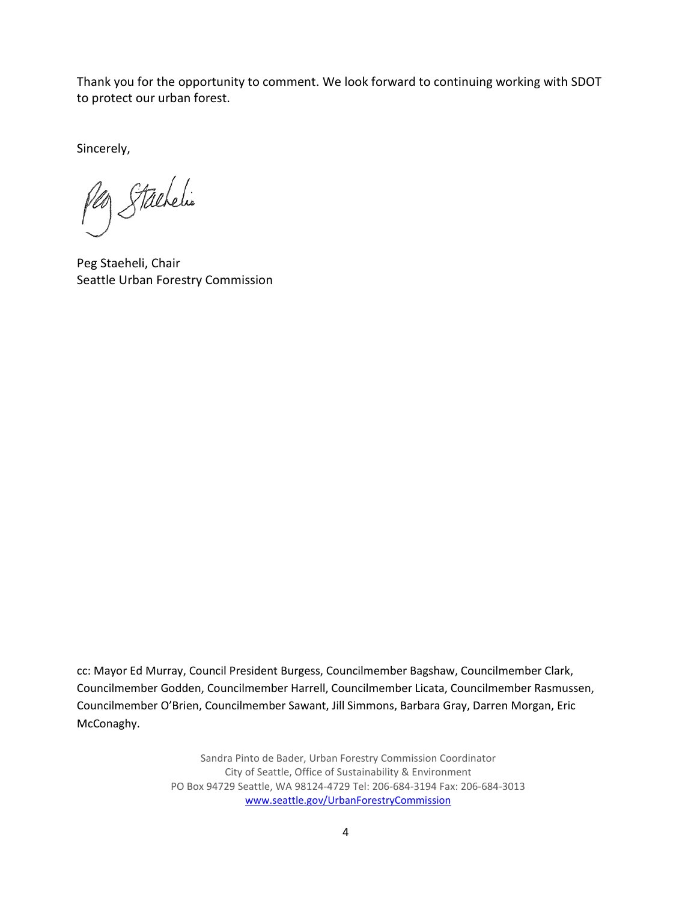Thank you for the opportunity to comment. We look forward to continuing working with SDOT to protect our urban forest.

Sincerely,

Peg Staeheli, Chair
Seattle Urban Forestry Commission

cc: Mayor Ed Murray, Council President Burgess, Councilmember Bagshaw, Councilmember Clark, Councilmember Godden, Councilmember Harrell, Councilmember Licata, Councilmember Rasmussen, Councilmember O'Brien, Councilmember Sawant, Jill Simmons, Barbara Gray, Darren Morgan, Eric McConaghy.

Sandra Pinto de Bader, Urban Forestry Commission Coordinator
City of Seattle, Office of Sustainability & Environment
PO Box 94729 Seattle, WA 98124-4729 Tel: 206-684-3194 Fax: 206-684-3013
www.seattle.gov/UrbanForestryCommission